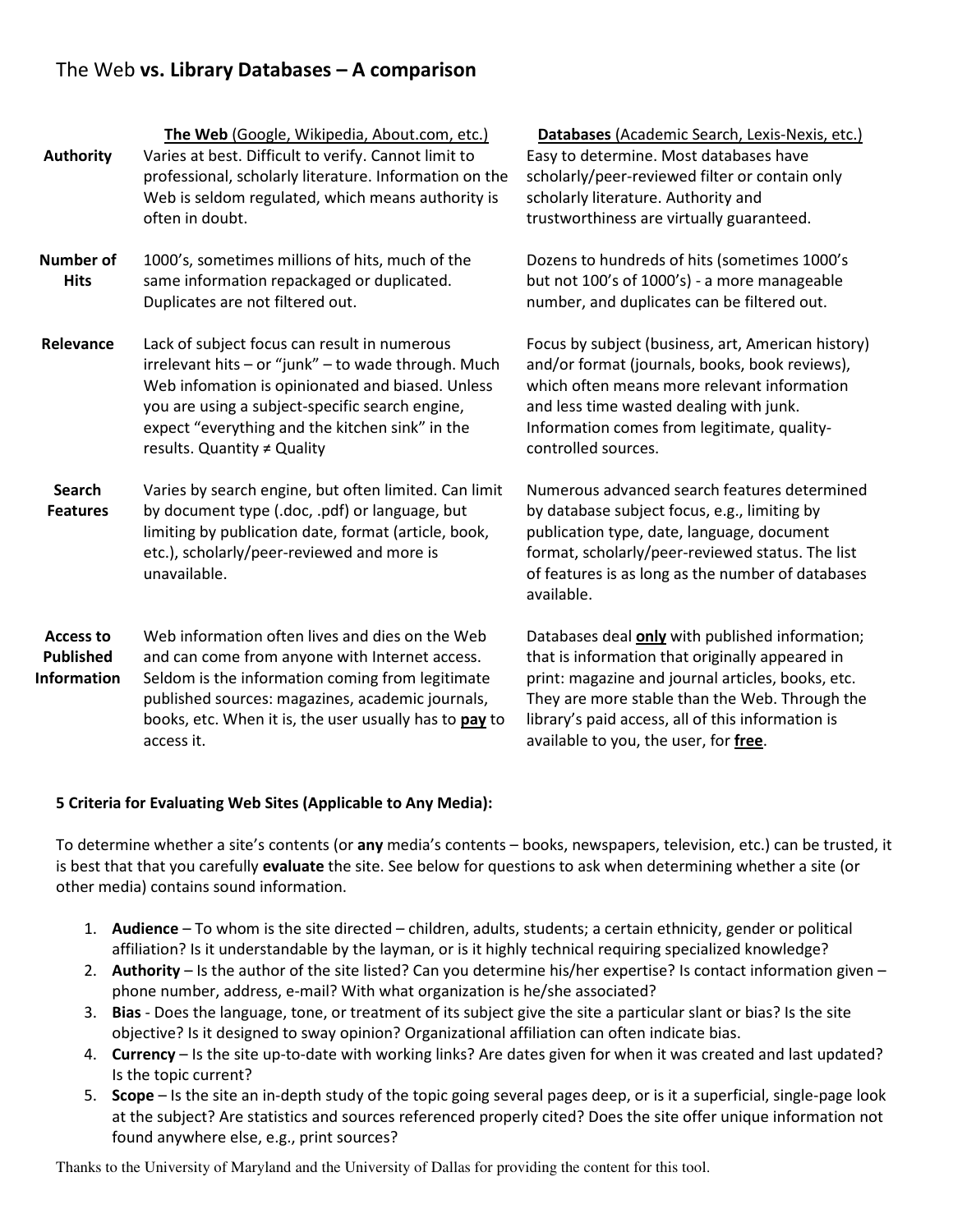# The Web **vs. Library Databases – A comparison**

| | **The Web** (Google, Wikipedia, About.com, etc.) | **Databases** (Academic Search, Lexis-Nexis, etc.) |
|---|---|---|
| **Authority** | Varies at best. Difficult to verify. Cannot limit to professional, scholarly literature. Information on the Web is seldom regulated, which means authority is often in doubt. | Easy to determine. Most databases have scholarly/peer-reviewed filter or contain only scholarly literature. Authority and trustworthiness are virtually guaranteed. |
| **Number of Hits** | 1000's, sometimes millions of hits, much of the same information repackaged or duplicated. Duplicates are not filtered out. | Dozens to hundreds of hits (sometimes 1000's but not 100's of 1000's) - a more manageable number, and duplicates can be filtered out. |
| **Relevance** | Lack of subject focus can result in numerous irrelevant hits – or "junk" – to wade through. Much Web infomation is opinionated and biased. Unless you are using a subject-specific search engine, expect "everything and the kitchen sink" in the results. Quantity ≠ Quality | Focus by subject (business, art, American history) and/or format (journals, books, book reviews), which often means more relevant information and less time wasted dealing with junk. Information comes from legitimate, quality-controlled sources. |
| **Search Features** | Varies by search engine, but often limited. Can limit by document type (.doc, .pdf) or language, but limiting by publication date, format (article, book, etc.), scholarly/peer-reviewed and more is unavailable. | Numerous advanced search features determined by database subject focus, e.g., limiting by publication type, date, language, document format, scholarly/peer-reviewed status. The list of features is as long as the number of databases available. |
| **Access to Published Information** | Web information often lives and dies on the Web and can come from anyone with Internet access. Seldom is the information coming from legitimate published sources: magazines, academic journals, books, etc. When it is, the user usually has to **pay** to access it. | Databases deal **only** with published information; that is information that originally appeared in print: magazine and journal articles, books, etc. They are more stable than the Web. Through the library's paid access, all of this information is available to you, the user, for **free**. |

**5 Criteria for Evaluating Web Sites (Applicable to Any Media):**

To determine whether a site's contents (or **any** media's contents – books, newspapers, television, etc.) can be trusted, it is best that that you carefully **evaluate** the site. See below for questions to ask when determining whether a site (or other media) contains sound information.

1. **Audience** – To whom is the site directed – children, adults, students; a certain ethnicity, gender or political affiliation? Is it understandable by the layman, or is it highly technical requiring specialized knowledge?
2. **Authority** – Is the author of the site listed? Can you determine his/her expertise? Is contact information given – phone number, address, e-mail? With what organization is he/she associated?
3. **Bias** - Does the language, tone, or treatment of its subject give the site a particular slant or bias? Is the site objective? Is it designed to sway opinion? Organizational affiliation can often indicate bias.
4. **Currency** – Is the site up-to-date with working links? Are dates given for when it was created and last updated? Is the topic current?
5. **Scope** – Is the site an in-depth study of the topic going several pages deep, or is it a superficial, single-page look at the subject? Are statistics and sources referenced properly cited? Does the site offer unique information not found anywhere else, e.g., print sources?

Thanks to the University of Maryland and the University of Dallas for providing the content for this tool.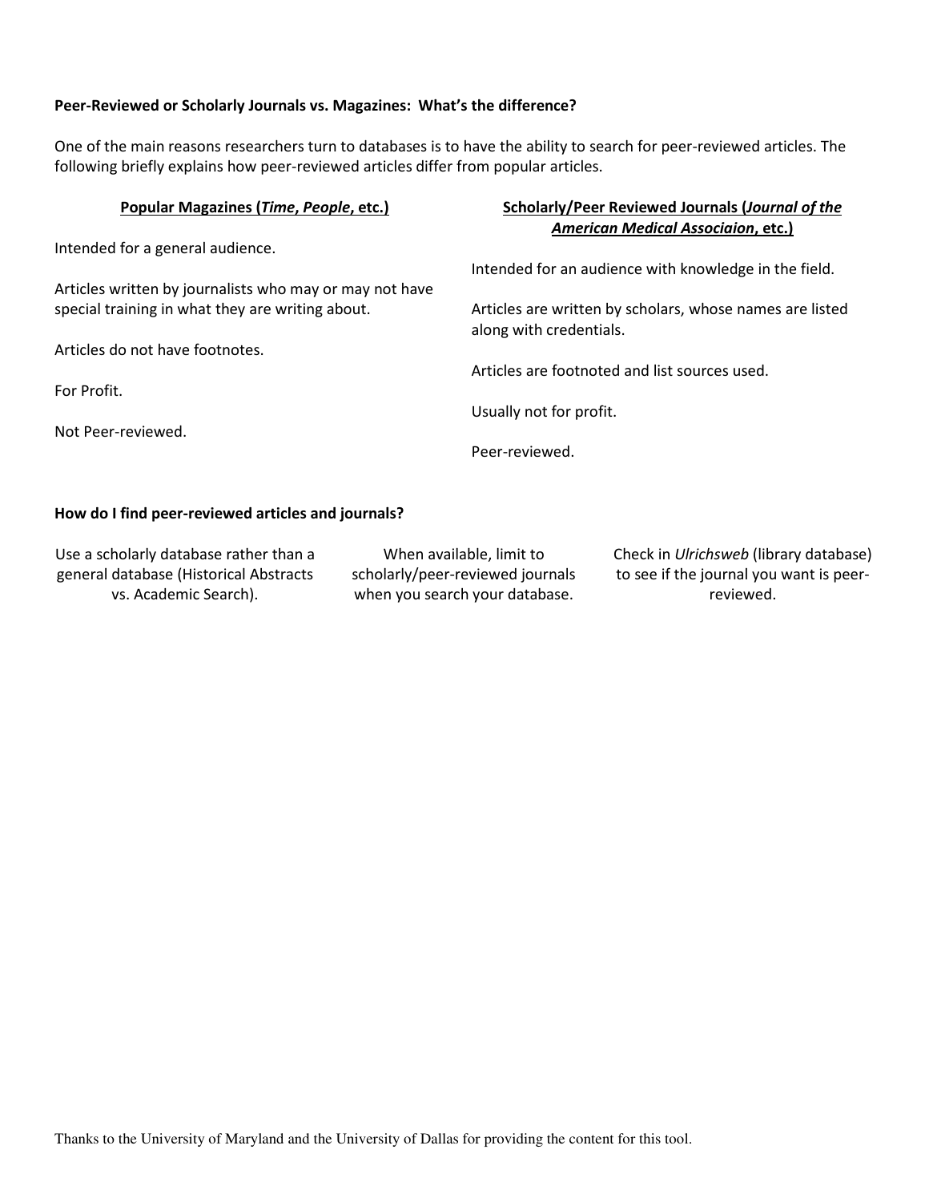**Peer-Reviewed or Scholarly Journals vs. Magazines: What's the difference?**

One of the main reasons researchers turn to databases is to have the ability to search for peer-reviewed articles. The following briefly explains how peer-reviewed articles differ from popular articles.

| **Popular Magazines (*Time*, *People*, etc.)** | **Scholarly/Peer Reviewed Journals (*Journal of the American Medical Associaion*, etc.)** |
|---|---|
| Intended for a general audience. | Intended for an audience with knowledge in the field. |
| Articles written by journalists who may or may not have special training in what they are writing about. | Articles are written by scholars, whose names are listed along with credentials. |
| Articles do not have footnotes. | Articles are footnoted and list sources used. |
| For Profit. | Usually not for profit. |
| Not Peer-reviewed. | Peer-reviewed. |

**How do I find peer-reviewed articles and journals?**

Use a scholarly database rather than a general database (Historical Abstracts vs. Academic Search).

When available, limit to scholarly/peer-reviewed journals when you search your database.

Check in *Ulrichsweb* (library database) to see if the journal you want is peer-reviewed.

Thanks to the University of Maryland and the University of Dallas for providing the content for this tool.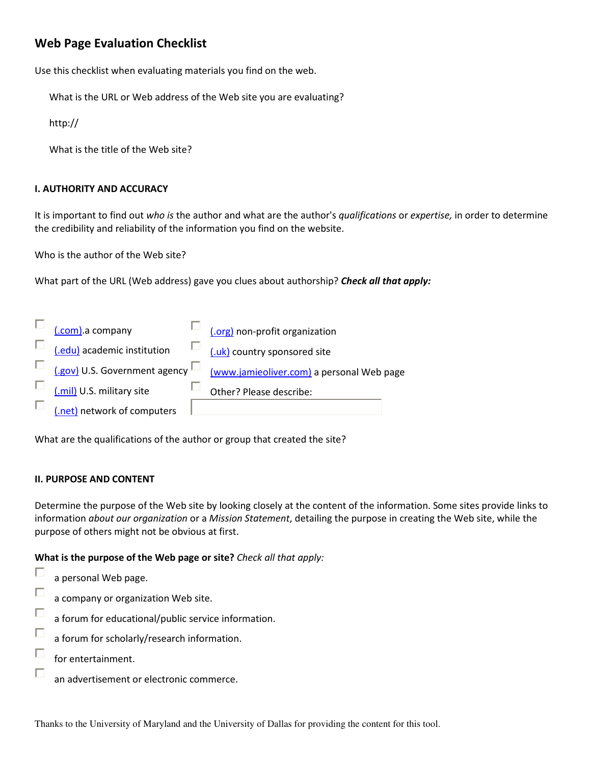## Web Page Evaluation Checklist

Use this checklist when evaluating materials you find on the web.

What is the URL or Web address of the Web site you are evaluating?

http://

What is the title of the Web site?

### I. AUTHORITY AND ACCURACY

It is important to find out *who is* the author and what are the author's *qualifications* or *expertise,* in order to determine the credibility and reliability of the information you find on the website.

Who is the author of the Web site?

What part of the URL (Web address) gave you clues about authorship? ***Check all that apply:***

- ☐ (.com).a company
- ☐ (.edu) academic institution
- ☐ (.gov) U.S. Government agency
- ☐ (.mil) U.S. military site
- ☐ (.net) network of computers
- ☐ (.org) non-profit organization
- ☐ (.uk) country sponsored site
- ☐ (www.jamieoliver.com) a personal Web page
- ☐ Other? Please describe:

What are the qualifications of the author or group that created the site?

### II. PURPOSE AND CONTENT

Determine the purpose of the Web site by looking closely at the content of the information. Some sites provide links to information *about our organization* or a *Mission Statement*, detailing the purpose in creating the Web site, while the purpose of others might not be obvious at first.

**What is the purpose of the Web page or site?** *Check all that apply:*

- ☐ a personal Web page.
- ☐ a company or organization Web site.
- ☐ a forum for educational/public service information.
- ☐ a forum for scholarly/research information.
- ☐ for entertainment.
- ☐ an advertisement or electronic commerce.

Thanks to the University of Maryland and the University of Dallas for providing the content for this tool.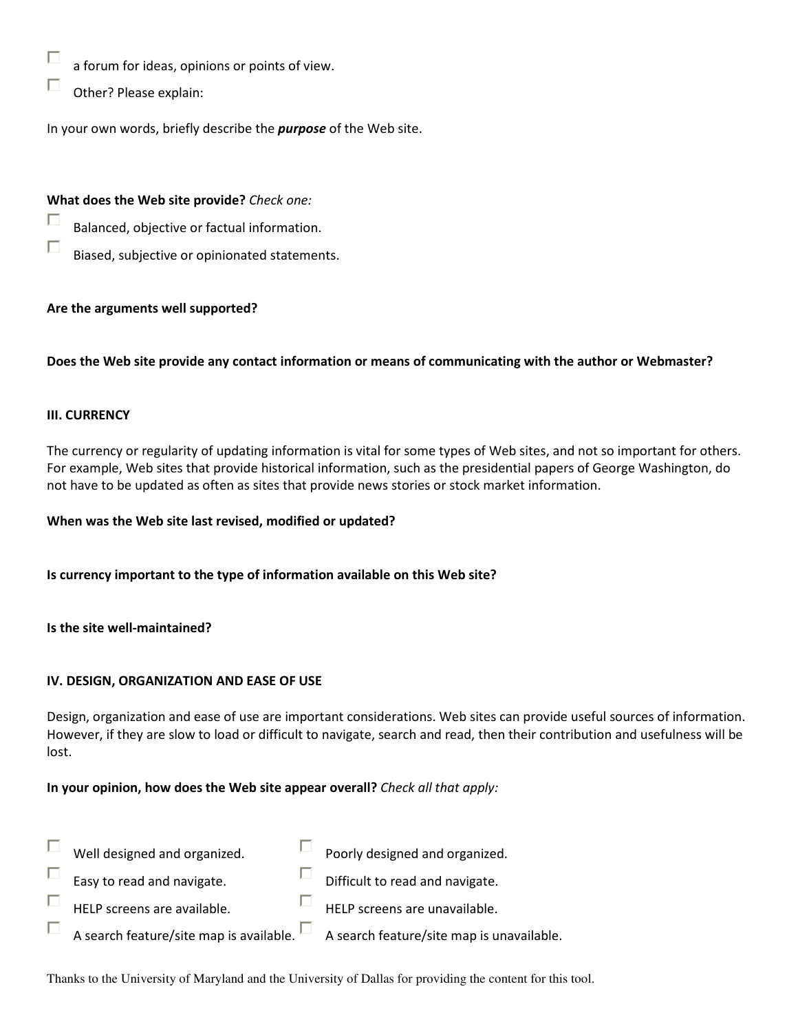- [ ] a forum for ideas, opinions or points of view.
- [ ] Other? Please explain:

In your own words, briefly describe the ***purpose*** of the Web site.

**What does the Web site provide?** *Check one:*

- [ ] Balanced, objective or factual information.
- [ ] Biased, subjective or opinionated statements.

**Are the arguments well supported?**

**Does the Web site provide any contact information or means of communicating with the author or Webmaster?**

### III. CURRENCY

The currency or regularity of updating information is vital for some types of Web sites, and not so important for others. For example, Web sites that provide historical information, such as the presidential papers of George Washington, do not have to be updated as often as sites that provide news stories or stock market information.

**When was the Web site last revised, modified or updated?**

**Is currency important to the type of information available on this Web site?**

**Is the site well-maintained?**

### IV. DESIGN, ORGANIZATION AND EASE OF USE

Design, organization and ease of use are important considerations. Web sites can provide useful sources of information. However, if they are slow to load or difficult to navigate, search and read, then their contribution and usefulness will be lost.

**In your opinion, how does the Web site appear overall?** *Check all that apply:*

| | |
|---|---|
| ☐ Well designed and organized. | ☐ Poorly designed and organized. |
| ☐ Easy to read and navigate. | ☐ Difficult to read and navigate. |
| ☐ HELP screens are available. | ☐ HELP screens are unavailable. |
| ☐ A search feature/site map is available. | ☐ A search feature/site map is unavailable. |

Thanks to the University of Maryland and the University of Dallas for providing the content for this tool.